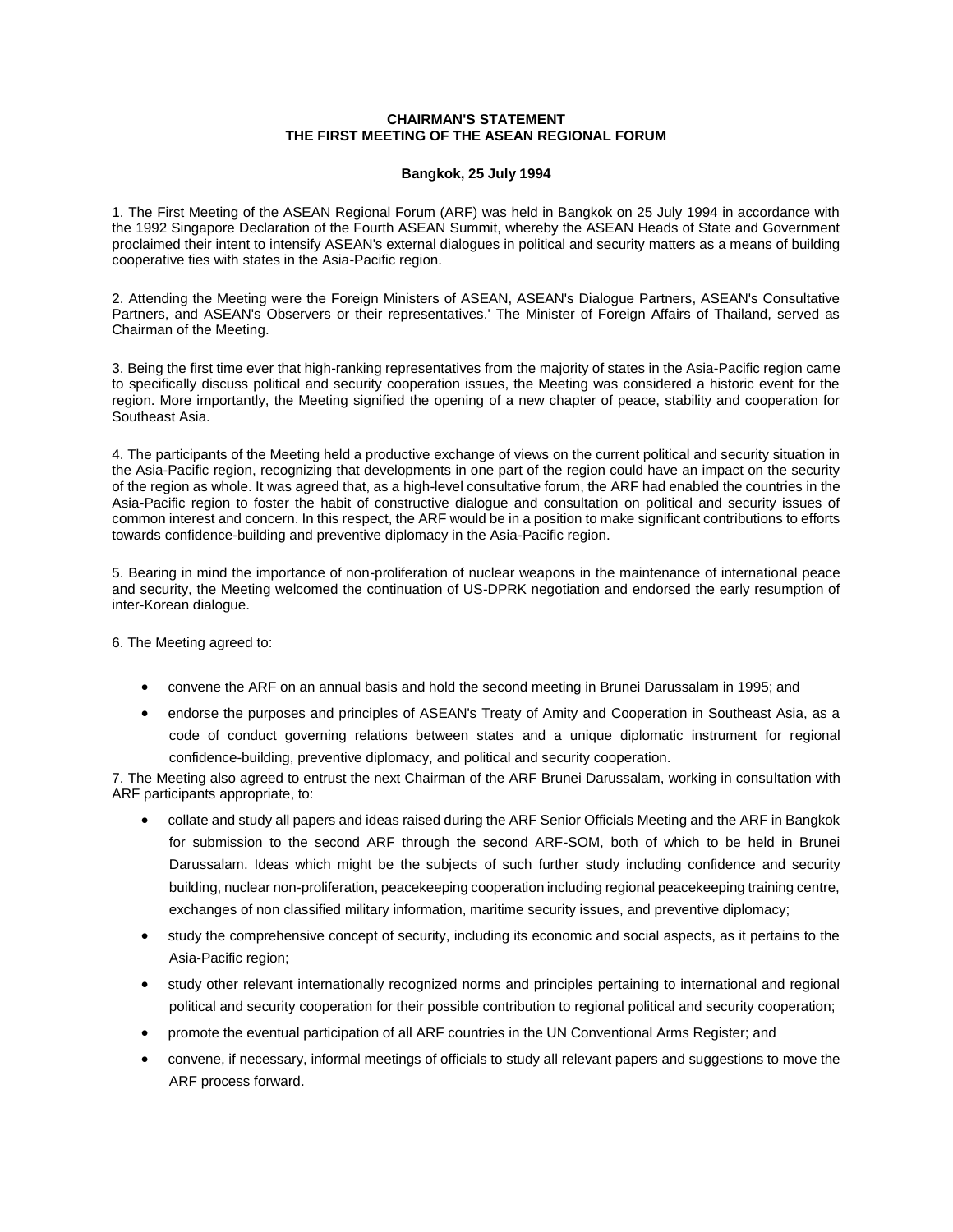**CHAIRMAN'S STATEMENT**
**THE FIRST MEETING OF THE ASEAN REGIONAL FORUM**

**Bangkok, 25 July 1994**

1. The First Meeting of the ASEAN Regional Forum (ARF) was held in Bangkok on 25 July 1994 in accordance with the 1992 Singapore Declaration of the Fourth ASEAN Summit, whereby the ASEAN Heads of State and Government proclaimed their intent to intensify ASEAN's external dialogues in political and security matters as a means of building cooperative ties with states in the Asia-Pacific region.

2. Attending the Meeting were the Foreign Ministers of ASEAN, ASEAN's Dialogue Partners, ASEAN's Consultative Partners, and ASEAN's Observers or their representatives.' The Minister of Foreign Affairs of Thailand, served as Chairman of the Meeting.

3. Being the first time ever that high-ranking representatives from the majority of states in the Asia-Pacific region came to specifically discuss political and security cooperation issues, the Meeting was considered a historic event for the region. More importantly, the Meeting signified the opening of a new chapter of peace, stability and cooperation for Southeast Asia.

4. The participants of the Meeting held a productive exchange of views on the current political and security situation in the Asia-Pacific region, recognizing that developments in one part of the region could have an impact on the security of the region as whole. It was agreed that, as a high-level consultative forum, the ARF had enabled the countries in the Asia-Pacific region to foster the habit of constructive dialogue and consultation on political and security issues of common interest and concern. In this respect, the ARF would be in a position to make significant contributions to efforts towards confidence-building and preventive diplomacy in the Asia-Pacific region.

5. Bearing in mind the importance of non-proliferation of nuclear weapons in the maintenance of international peace and security, the Meeting welcomed the continuation of US-DPRK negotiation and endorsed the early resumption of inter-Korean dialogue.

6. The Meeting agreed to:

- convene the ARF on an annual basis and hold the second meeting in Brunei Darussalam in 1995; and
- endorse the purposes and principles of ASEAN's Treaty of Amity and Cooperation in Southeast Asia, as a code of conduct governing relations between states and a unique diplomatic instrument for regional confidence-building, preventive diplomacy, and political and security cooperation.

7. The Meeting also agreed to entrust the next Chairman of the ARF Brunei Darussalam, working in consultation with ARF participants appropriate, to:

- collate and study all papers and ideas raised during the ARF Senior Officials Meeting and the ARF in Bangkok for submission to the second ARF through the second ARF-SOM, both of which to be held in Brunei Darussalam. Ideas which might be the subjects of such further study including confidence and security building, nuclear non-proliferation, peacekeeping cooperation including regional peacekeeping training centre, exchanges of non classified military information, maritime security issues, and preventive diplomacy;
- study the comprehensive concept of security, including its economic and social aspects, as it pertains to the Asia-Pacific region;
- study other relevant internationally recognized norms and principles pertaining to international and regional political and security cooperation for their possible contribution to regional political and security cooperation;
- promote the eventual participation of all ARF countries in the UN Conventional Arms Register; and
- convene, if necessary, informal meetings of officials to study all relevant papers and suggestions to move the ARF process forward.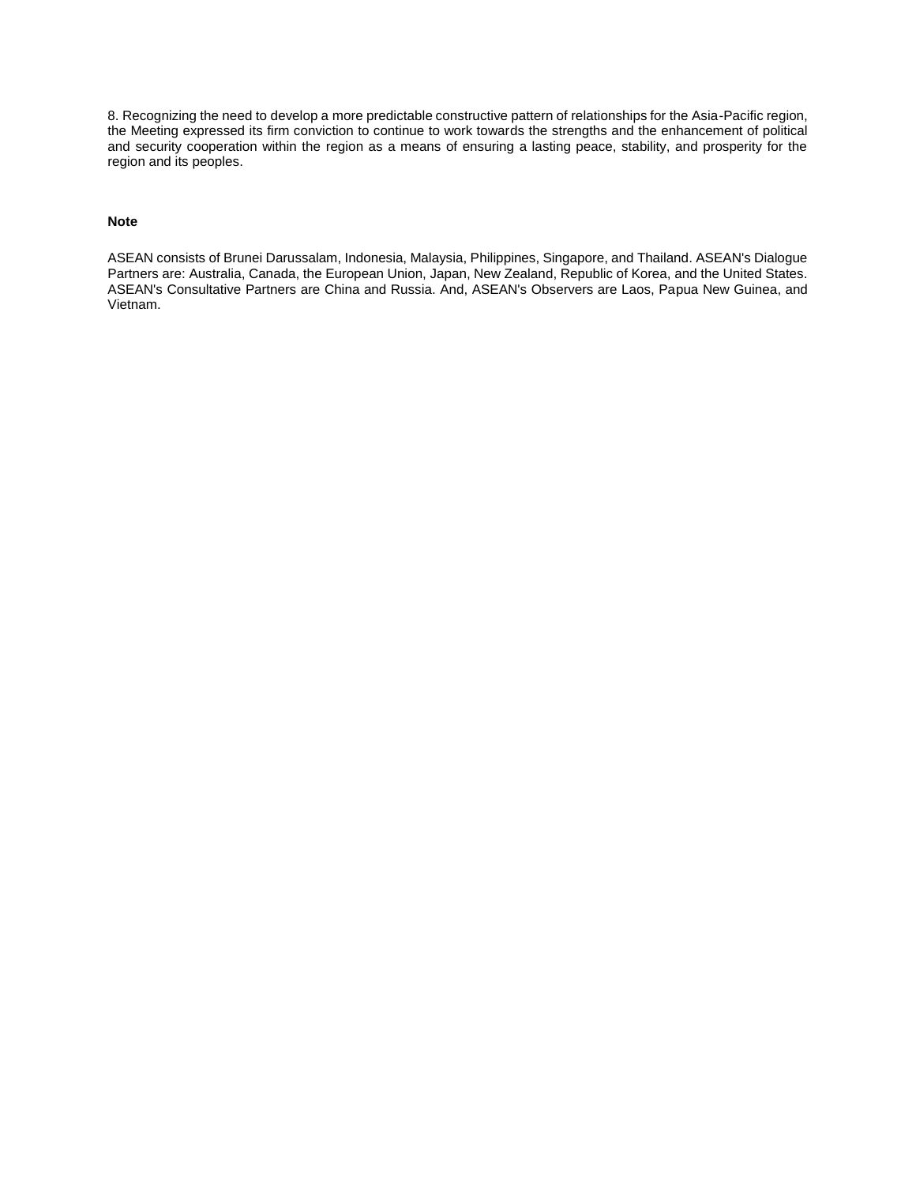8. Recognizing the need to develop a more predictable constructive pattern of relationships for the Asia-Pacific region, the Meeting expressed its firm conviction to continue to work towards the strengths and the enhancement of political and security cooperation within the region as a means of ensuring a lasting peace, stability, and prosperity for the region and its peoples.

**Note**

ASEAN consists of Brunei Darussalam, Indonesia, Malaysia, Philippines, Singapore, and Thailand. ASEAN's Dialogue Partners are: Australia, Canada, the European Union, Japan, New Zealand, Republic of Korea, and the United States. ASEAN's Consultative Partners are China and Russia. And, ASEAN's Observers are Laos, Papua New Guinea, and Vietnam.